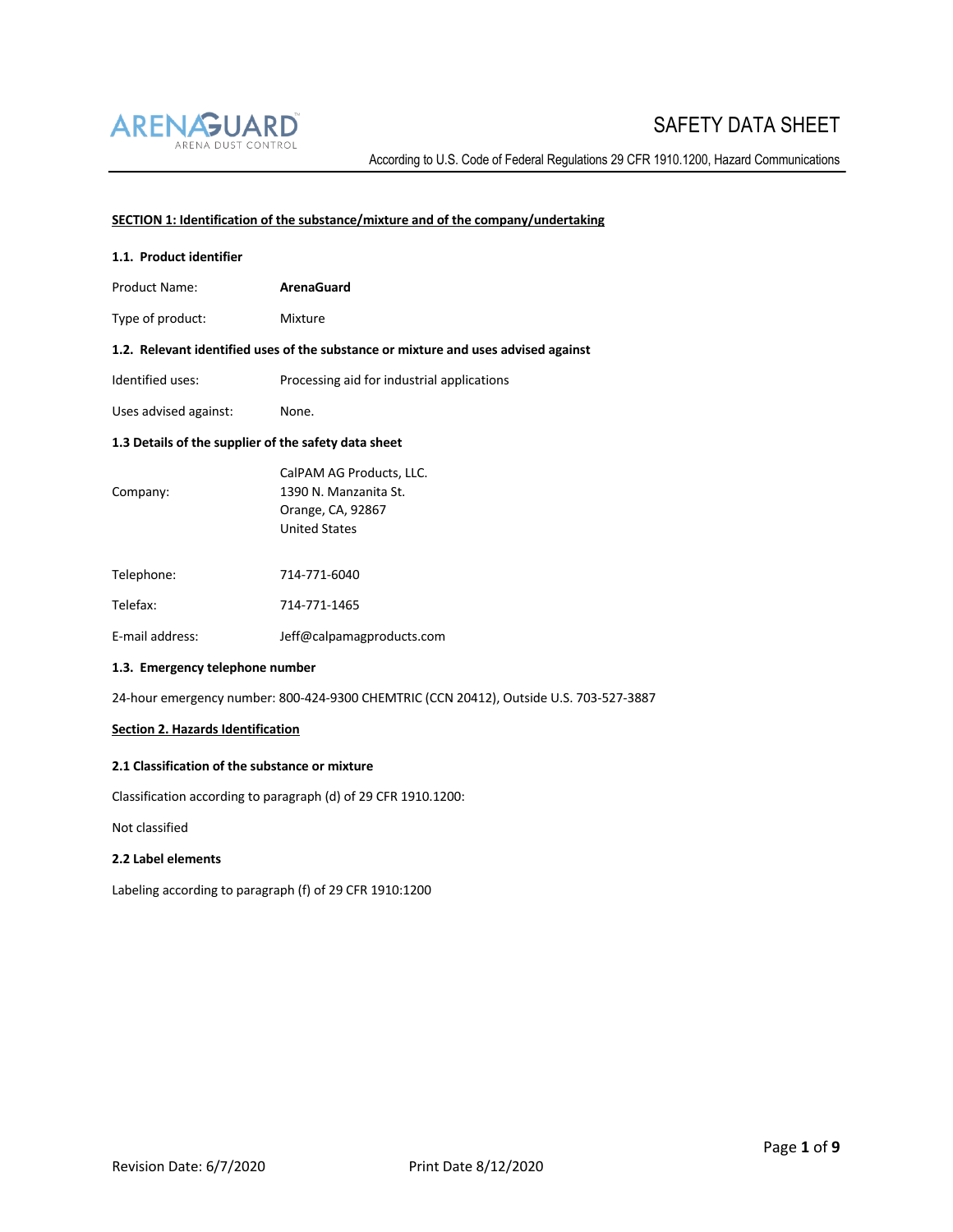ARENAGUARD™
ARENA DUST CONTROL

# SAFETY DATA SHEET

According to U.S. Code of Federal Regulations 29 CFR 1910.1200, Hazard Communications

## SECTION 1: Identification of the substance/mixture and of the company/undertaking

### 1.1. Product identifier

| | |
|---|---|
| Product Name: | **ArenaGuard** |
| Type of product: | Mixture |

### 1.2. Relevant identified uses of the substance or mixture and uses advised against

| | |
|---|---|
| Identified uses: | Processing aid for industrial applications |
| Uses advised against: | None. |

### 1.3 Details of the supplier of the safety data sheet

| | |
|---|---|
| Company: | CalPAM AG Products, LLC.<br>1390 N. Manzanita St.<br>Orange, CA, 92867<br>United States |
| Telephone: | 714-771-6040 |
| Telefax: | 714-771-1465 |
| E-mail address: | Jeff@calpamagproducts.com |

### 1.3. Emergency telephone number

24-hour emergency number: 800-424-9300 CHEMTRIC (CCN 20412), Outside U.S. 703-527-3887

## Section 2. Hazards Identification

### 2.1 Classification of the substance or mixture

Classification according to paragraph (d) of 29 CFR 1910.1200:

Not classified

### 2.2 Label elements

Labeling according to paragraph (f) of 29 CFR 1910:1200

Revision Date: 6/7/2020 Print Date 8/12/2020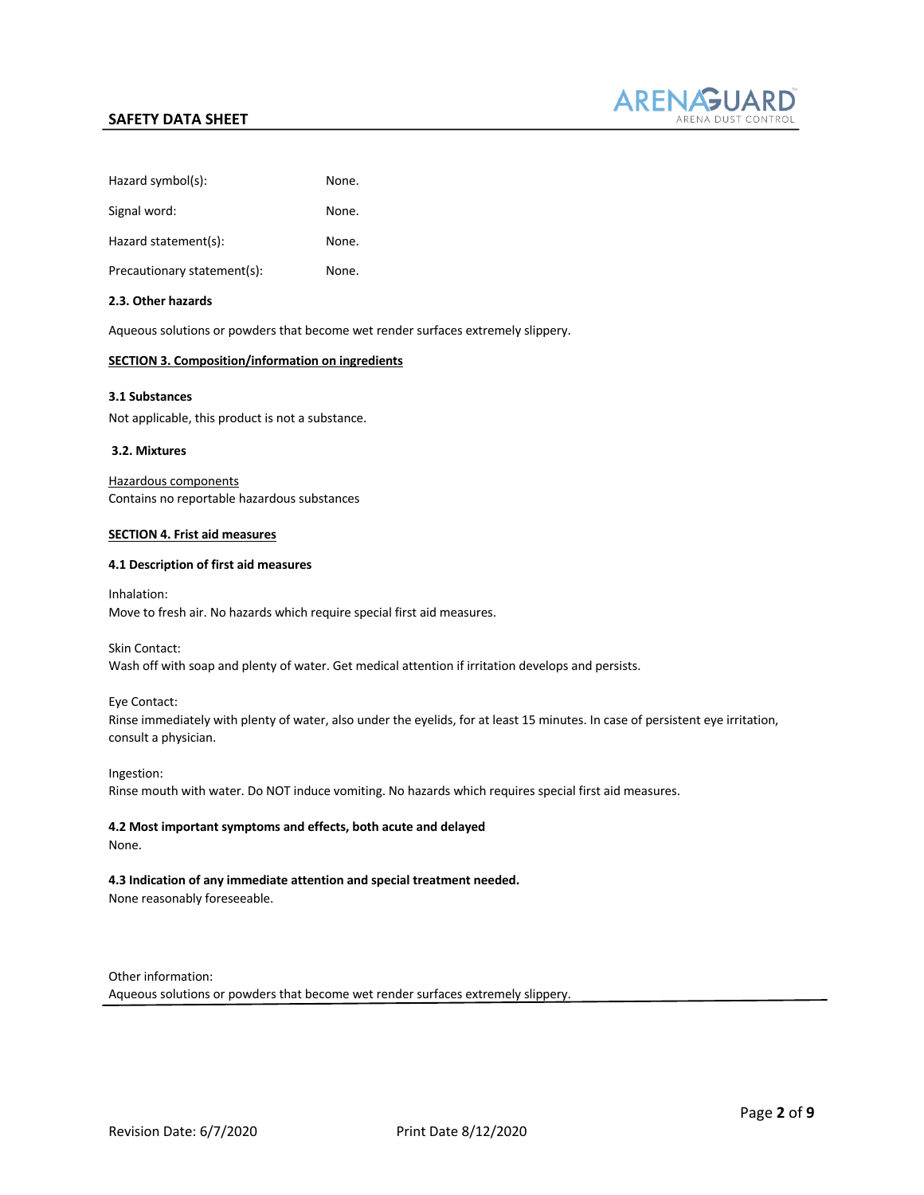Hazard symbol(s): None.

Signal word: None.

Hazard statement(s): None.

Precautionary statement(s): None.

**2.3. Other hazards**

Aqueous solutions or powders that become wet render surfaces extremely slippery.

## SECTION 3. Composition/information on ingredients

**3.1 Substances**

Not applicable, this product is not a substance.

**3.2. Mixtures**

Hazardous components

Contains no reportable hazardous substances

## SECTION 4. Frist aid measures

**4.1 Description of first aid measures**

Inhalation:
Move to fresh air. No hazards which require special first aid measures.

Skin Contact:
Wash off with soap and plenty of water. Get medical attention if irritation develops and persists.

Eye Contact:
Rinse immediately with plenty of water, also under the eyelids, for at least 15 minutes. In case of persistent eye irritation, consult a physician.

Ingestion:
Rinse mouth with water. Do NOT induce vomiting. No hazards which requires special first aid measures.

**4.2 Most important symptoms and effects, both acute and delayed**

None.

**4.3 Indication of any immediate attention and special treatment needed.**

None reasonably foreseeable.

Other information:
Aqueous solutions or powders that become wet render surfaces extremely slippery.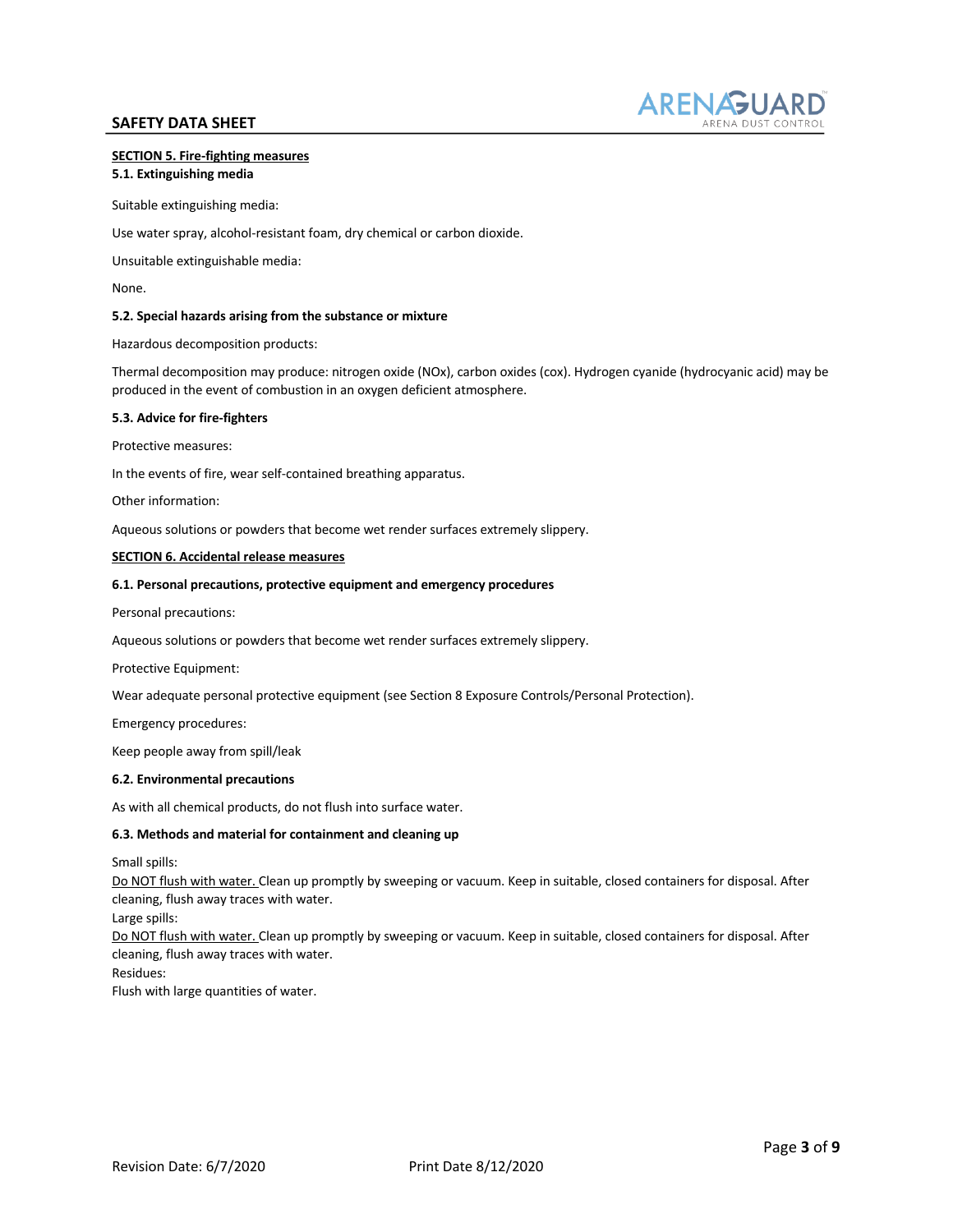## SECTION 5. Fire-fighting measures

### 5.1. Extinguishing media

Suitable extinguishing media:

Use water spray, alcohol-resistant foam, dry chemical or carbon dioxide.

Unsuitable extinguishable media:

None.

### 5.2. Special hazards arising from the substance or mixture

Hazardous decomposition products:

Thermal decomposition may produce: nitrogen oxide (NOx), carbon oxides (cox). Hydrogen cyanide (hydrocyanic acid) may be produced in the event of combustion in an oxygen deficient atmosphere.

### 5.3. Advice for fire-fighters

Protective measures:

In the events of fire, wear self-contained breathing apparatus.

Other information:

Aqueous solutions or powders that become wet render surfaces extremely slippery.

## SECTION 6. Accidental release measures

### 6.1. Personal precautions, protective equipment and emergency procedures

Personal precautions:

Aqueous solutions or powders that become wet render surfaces extremely slippery.

Protective Equipment:

Wear adequate personal protective equipment (see Section 8 Exposure Controls/Personal Protection).

Emergency procedures:

Keep people away from spill/leak

### 6.2. Environmental precautions

As with all chemical products, do not flush into surface water.

### 6.3. Methods and material for containment and cleaning up

Small spills:
Do NOT flush with water. Clean up promptly by sweeping or vacuum. Keep in suitable, closed containers for disposal. After cleaning, flush away traces with water.
Large spills:
Do NOT flush with water. Clean up promptly by sweeping or vacuum. Keep in suitable, closed containers for disposal. After cleaning, flush away traces with water.
Residues:
Flush with large quantities of water.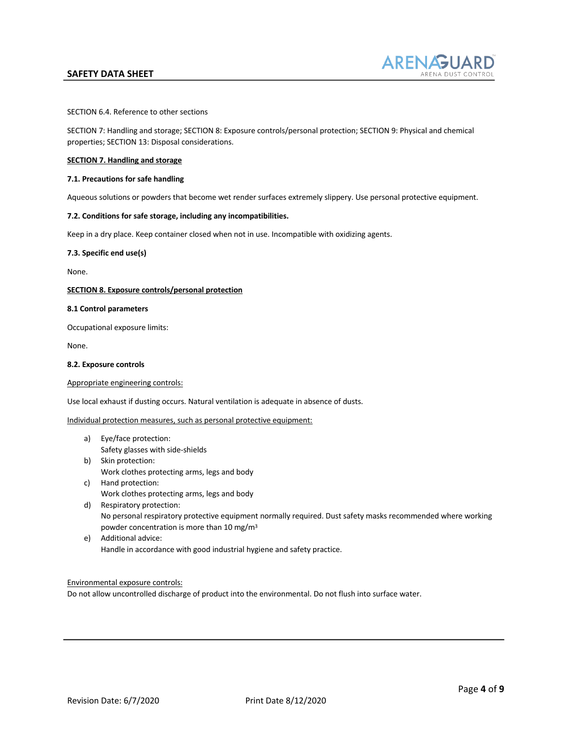SECTION 6.4. Reference to other sections

SECTION 7: Handling and storage; SECTION 8: Exposure controls/personal protection; SECTION 9: Physical and chemical properties; SECTION 13: Disposal considerations.

## SECTION 7. Handling and storage

### 7.1. Precautions for safe handling

Aqueous solutions or powders that become wet render surfaces extremely slippery. Use personal protective equipment.

### 7.2. Conditions for safe storage, including any incompatibilities.

Keep in a dry place. Keep container closed when not in use. Incompatible with oxidizing agents.

### 7.3. Specific end use(s)

None.

## SECTION 8. Exposure controls/personal protection

### 8.1 Control parameters

Occupational exposure limits:

None.

### 8.2. Exposure controls

Appropriate engineering controls:

Use local exhaust if dusting occurs. Natural ventilation is adequate in absence of dusts.

Individual protection measures, such as personal protective equipment:

a) Eye/face protection:
   Safety glasses with side-shields
b) Skin protection:
   Work clothes protecting arms, legs and body
c) Hand protection:
   Work clothes protecting arms, legs and body
d) Respiratory protection:
   No personal respiratory protective equipment normally required. Dust safety masks recommended where working powder concentration is more than 10 $mg/m^3$
e) Additional advice:
   Handle in accordance with good industrial hygiene and safety practice.

Environmental exposure controls:
Do not allow uncontrolled discharge of product into the environmental. Do not flush into surface water.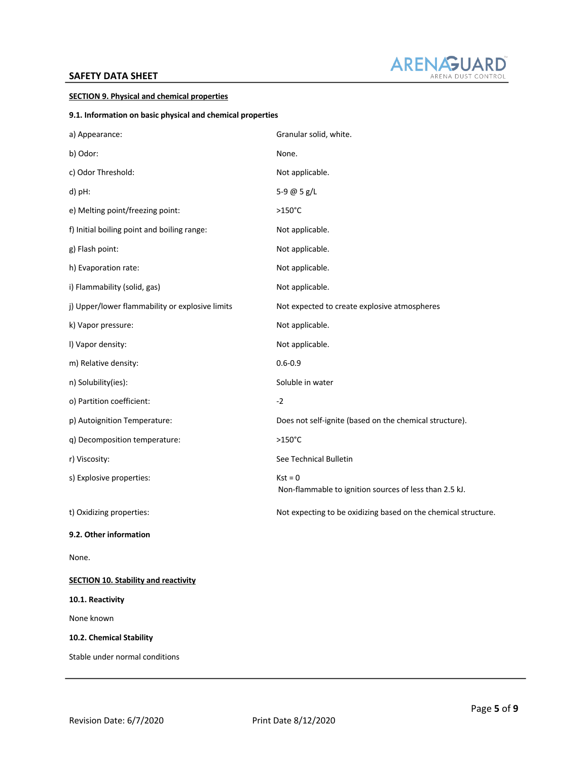## SECTION 9. Physical and chemical properties

### 9.1. Information on basic physical and chemical properties

| | |
|---|---|
| a) Appearance: | Granular solid, white. |
| b) Odor: | None. |
| c) Odor Threshold: | Not applicable. |
| d) pH: | 5-9 @ 5 g/L |
| e) Melting point/freezing point: | >150°C |
| f) Initial boiling point and boiling range: | Not applicable. |
| g) Flash point: | Not applicable. |
| h) Evaporation rate: | Not applicable. |
| i) Flammability (solid, gas) | Not applicable. |
| j) Upper/lower flammability or explosive limits | Not expected to create explosive atmospheres |
| k) Vapor pressure: | Not applicable. |
| l) Vapor density: | Not applicable. |
| m) Relative density: | 0.6-0.9 |
| n) Solubility(ies): | Soluble in water |
| o) Partition coefficient: | -2 |
| p) Autoignition Temperature: | Does not self-ignite (based on the chemical structure). |
| q) Decomposition temperature: | >150°C |
| r) Viscosity: | See Technical Bulletin |
| s) Explosive properties: | Kst = 0<br>Non-flammable to ignition sources of less than 2.5 kJ. |
| t) Oxidizing properties: | Not expecting to be oxidizing based on the chemical structure. |

### 9.2. Other information

None.

## SECTION 10. Stability and reactivity

### 10.1. Reactivity

None known

### 10.2. Chemical Stability

Stable under normal conditions

Revision Date: 6/7/2020 Print Date 8/12/2020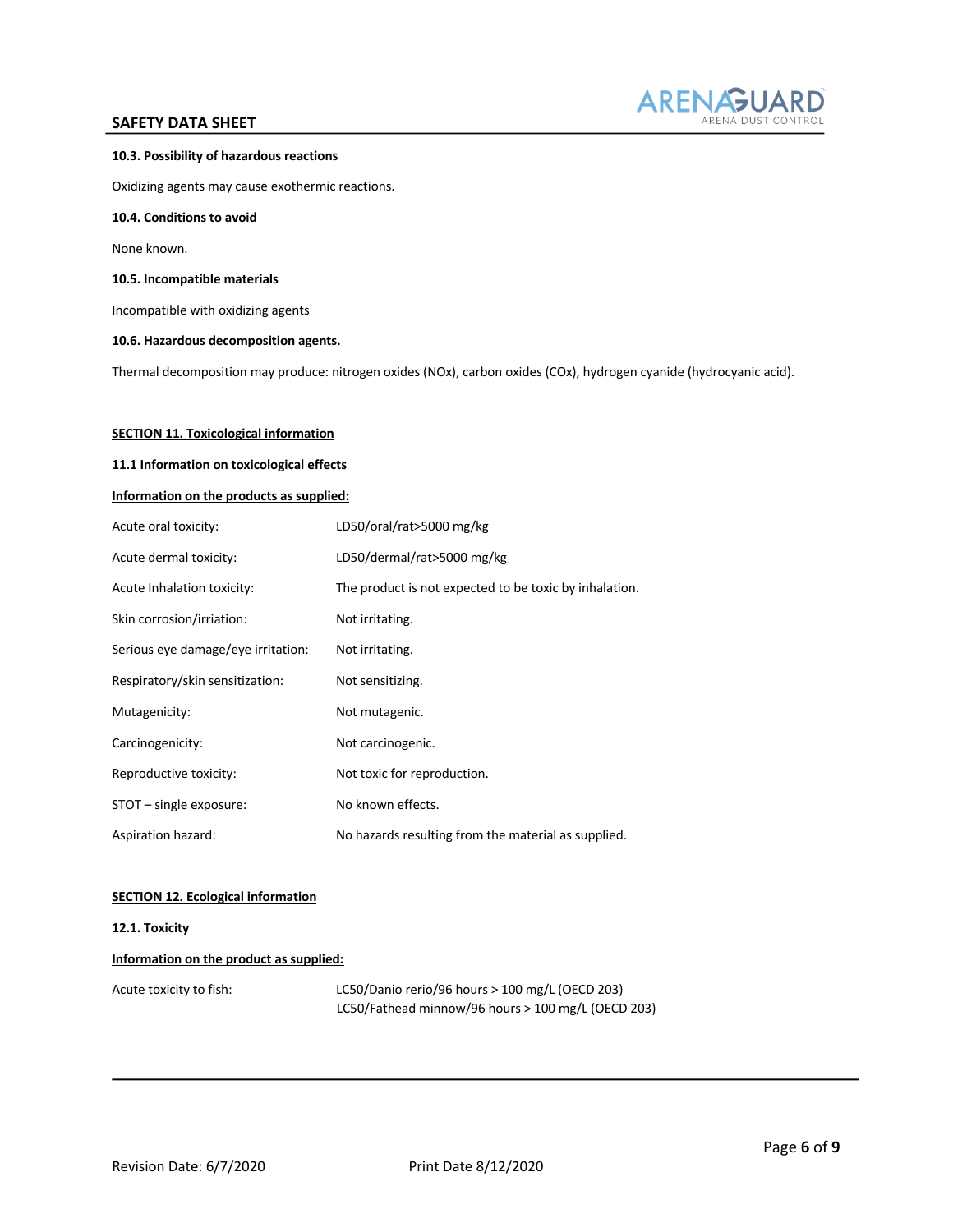**10.3. Possibility of hazardous reactions**

Oxidizing agents may cause exothermic reactions.

**10.4. Conditions to avoid**

None known.

**10.5. Incompatible materials**

Incompatible with oxidizing agents

**10.6. Hazardous decomposition agents.**

Thermal decomposition may produce: nitrogen oxides (NOx), carbon oxides (COx), hydrogen cyanide (hydrocyanic acid).

## SECTION 11. Toxicological information

**11.1 Information on toxicological effects**

**Information on the products as supplied:**

| | |
|---|---|
| Acute oral toxicity: | LD50/oral/rat>5000 mg/kg |
| Acute dermal toxicity: | LD50/dermal/rat>5000 mg/kg |
| Acute Inhalation toxicity: | The product is not expected to be toxic by inhalation. |
| Skin corrosion/irriation: | Not irritating. |
| Serious eye damage/eye irritation: | Not irritating. |
| Respiratory/skin sensitization: | Not sensitizing. |
| Mutagenicity: | Not mutagenic. |
| Carcinogenicity: | Not carcinogenic. |
| Reproductive toxicity: | Not toxic for reproduction. |
| STOT – single exposure: | No known effects. |
| Aspiration hazard: | No hazards resulting from the material as supplied. |

## SECTION 12. Ecological information

**12.1. Toxicity**

**Information on the product as supplied:**

| | |
|---|---|
| Acute toxicity to fish: | LC50/Danio rerio/96 hours > 100 mg/L (OECD 203)<br>LC50/Fathead minnow/96 hours > 100 mg/L (OECD 203) |

Revision Date: 6/7/2020 Print Date 8/12/2020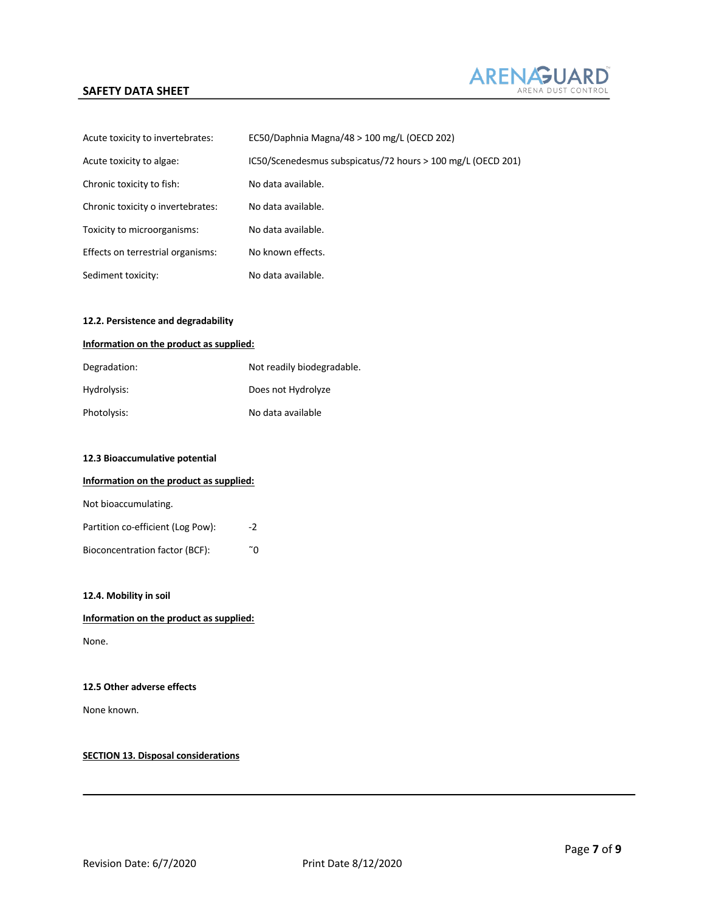| | |
|---|---|
| Acute toxicity to invertebrates: | EC50/Daphnia Magna/48 > 100 mg/L (OECD 202) |
| Acute toxicity to algae: | IC50/Scenedesmus subspicatus/72 hours > 100 mg/L (OECD 201) |
| Chronic toxicity to fish: | No data available. |
| Chronic toxicity o invertebrates: | No data available. |
| Toxicity to microorganisms: | No data available. |
| Effects on terrestrial organisms: | No known effects. |
| Sediment toxicity: | No data available. |

**12.2. Persistence and degradability**

**Information on the product as supplied:**

| | |
|---|---|
| Degradation: | Not readily biodegradable. |
| Hydrolysis: | Does not Hydrolyze |
| Photolysis: | No data available |

**12.3 Bioaccumulative potential**

**Information on the product as supplied:**

Not bioaccumulating.

| | |
|---|---|
| Partition co-efficient (Log Pow): | -2 |
| Bioconcentration factor (BCF): | ˜0 |

**12.4. Mobility in soil**

**Information on the product as supplied:**

None.

**12.5 Other adverse effects**

None known.

**SECTION 13. Disposal considerations**

Revision Date: 6/7/2020 Print Date 8/12/2020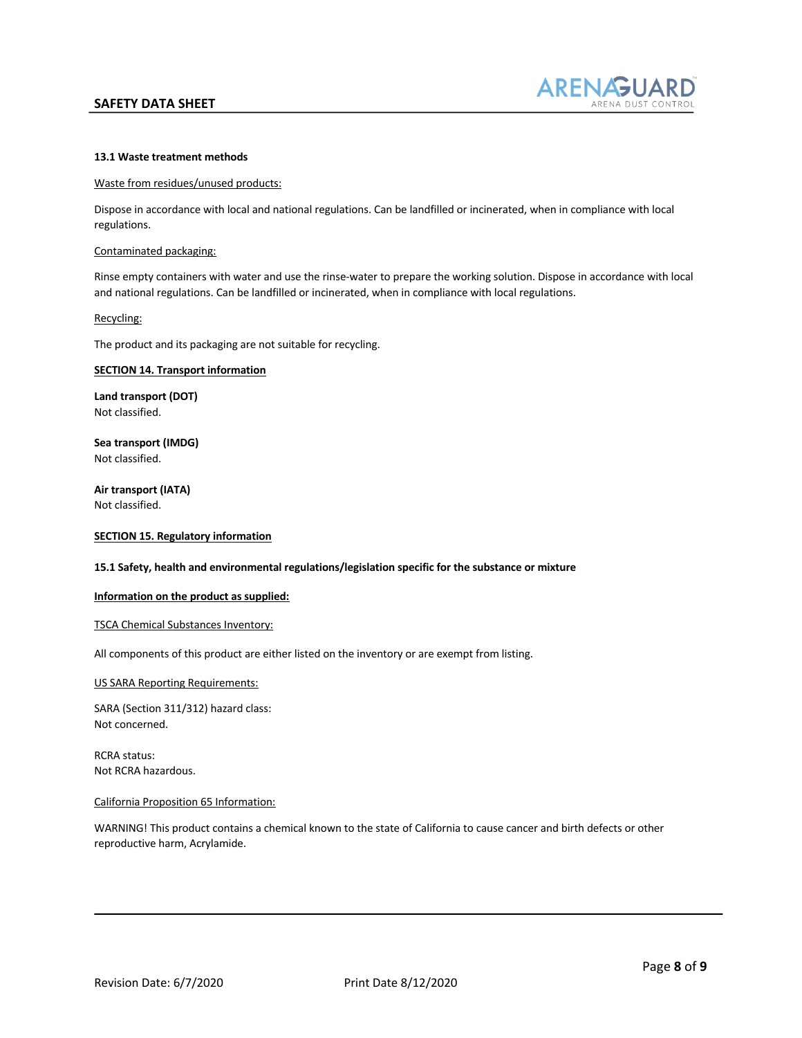### 13.1 Waste treatment methods

Waste from residues/unused products:

Dispose in accordance with local and national regulations. Can be landfilled or incinerated, when in compliance with local regulations.

Contaminated packaging:

Rinse empty containers with water and use the rinse-water to prepare the working solution. Dispose in accordance with local and national regulations. Can be landfilled or incinerated, when in compliance with local regulations.

Recycling:

The product and its packaging are not suitable for recycling.

## SECTION 14. Transport information

**Land transport (DOT)**
Not classified.

**Sea transport (IMDG)**
Not classified.

**Air transport (IATA)**
Not classified.

## SECTION 15. Regulatory information

### 15.1 Safety, health and environmental regulations/legislation specific for the substance or mixture

**Information on the product as supplied:**

TSCA Chemical Substances Inventory:

All components of this product are either listed on the inventory or are exempt from listing.

US SARA Reporting Requirements:

SARA (Section 311/312) hazard class:
Not concerned.

RCRA status:
Not RCRA hazardous.

California Proposition 65 Information:

WARNING! This product contains a chemical known to the state of California to cause cancer and birth defects or other reproductive harm, Acrylamide.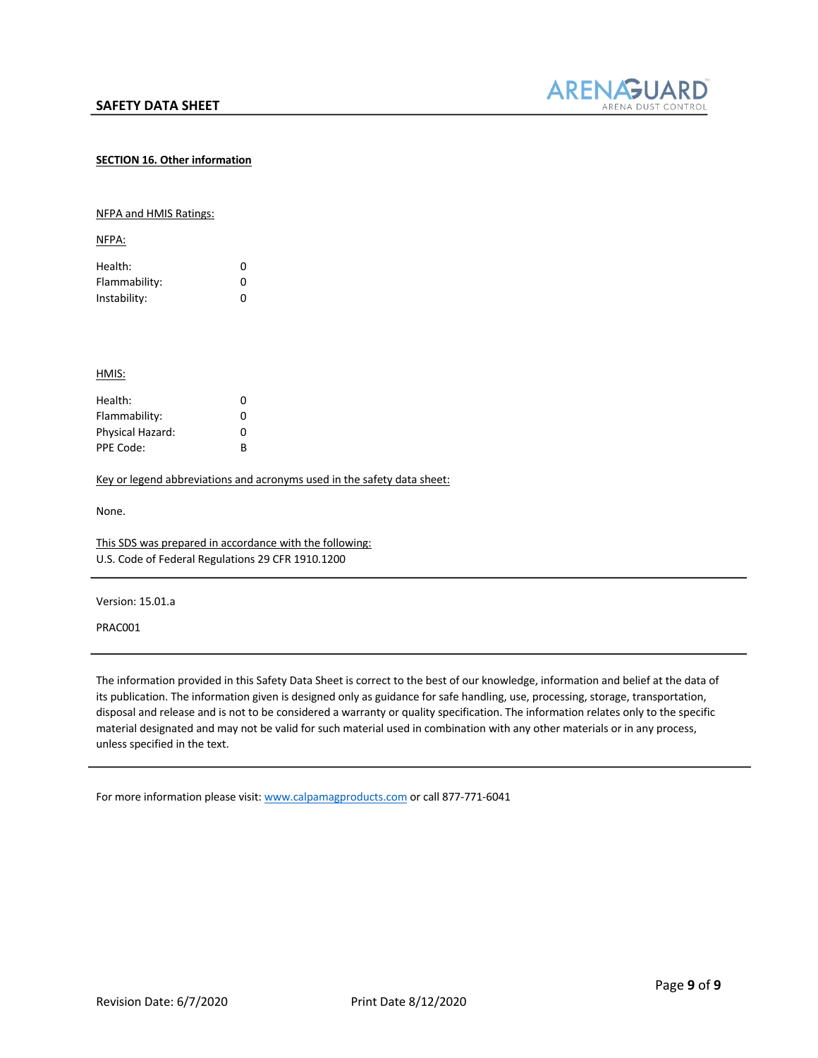## SECTION 16. Other information

NFPA and HMIS Ratings:

NFPA:

| | |
|---|---|
| Health: | 0 |
| Flammability: | 0 |
| Instability: | 0 |

HMIS:

| | |
|---|---|
| Health: | 0 |
| Flammability: | 0 |
| Physical Hazard: | 0 |
| PPE Code: | B |

Key or legend abbreviations and acronyms used in the safety data sheet:

None.

This SDS was prepared in accordance with the following:
U.S. Code of Federal Regulations 29 CFR 1910.1200

---

Version: 15.01.a

PRAC001

---

The information provided in this Safety Data Sheet is correct to the best of our knowledge, information and belief at the data of its publication. The information given is designed only as guidance for safe handling, use, processing, storage, transportation, disposal and release and is not to be considered a warranty or quality specification. The information relates only to the specific material designated and may not be valid for such material used in combination with any other materials or in any process, unless specified in the text.

---

For more information please visit: www.calpamagproducts.com or call 877-771-6041

Revision Date: 6/7/2020 Print Date 8/12/2020